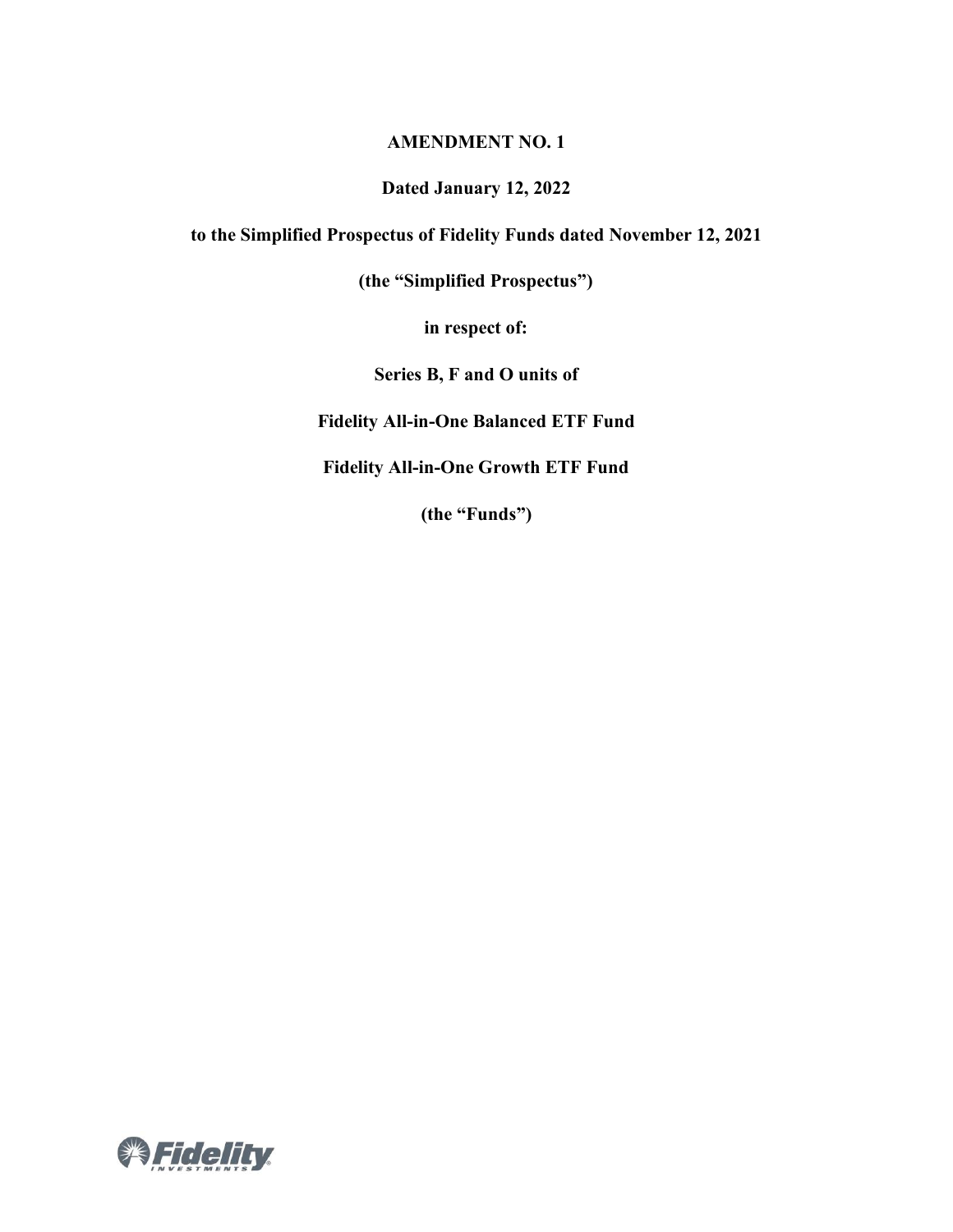**AMENDMENT NO. 1**

**Dated January 12, 2022**

**to the Simplified Prospectus of Fidelity Funds dated November 12, 2021**

**(the "Simplified Prospectus")**

**in respect of:**

**Series B, F and O units of**

**Fidelity All-in-One Balanced ETF Fund**

**Fidelity All-in-One Growth ETF Fund**

**(the "Funds")**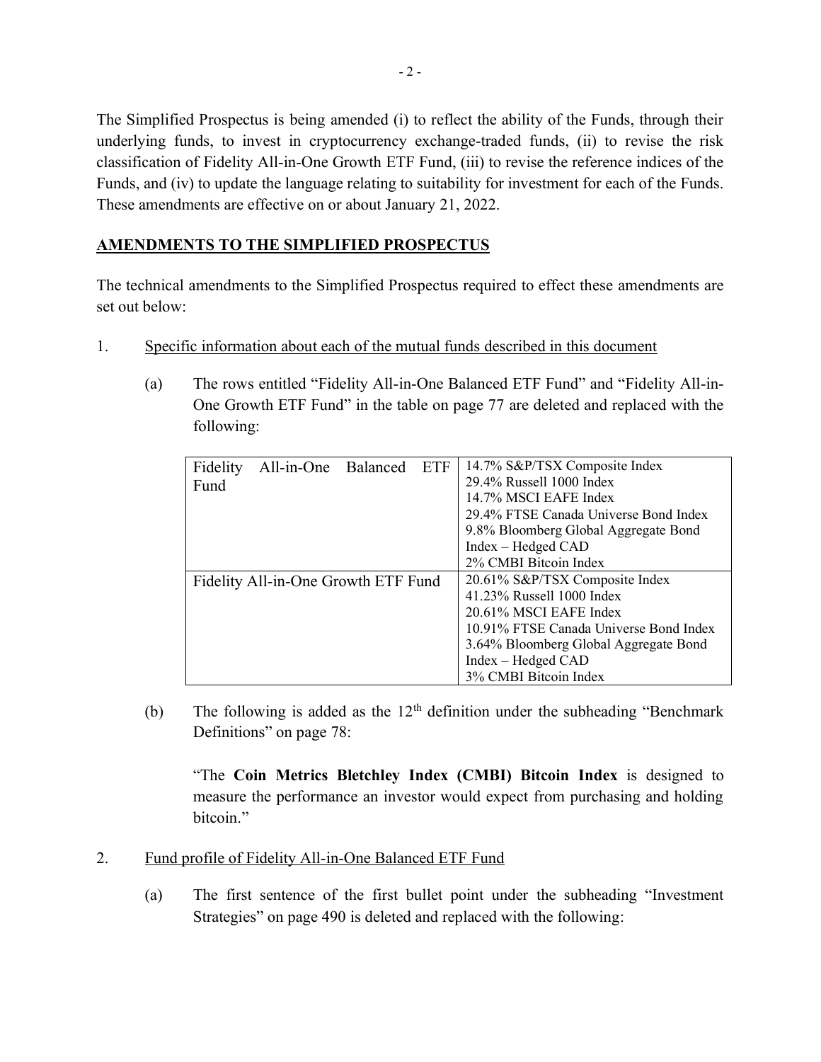The Simplified Prospectus is being amended (i) to reflect the ability of the Funds, through their underlying funds, to invest in cryptocurrency exchange-traded funds, (ii) to revise the risk classification of Fidelity All-in-One Growth ETF Fund, (iii) to revise the reference indices of the Funds, and (iv) to update the language relating to suitability for investment for each of the Funds. These amendments are effective on or about January 21, 2022.

## AMENDMENTS TO THE SIMPLIFIED PROSPECTUS

The technical amendments to the Simplified Prospectus required to effect these amendments are set out below:

1. Specific information about each of the mutual funds described in this document

   (a) The rows entitled "Fidelity All-in-One Balanced ETF Fund" and "Fidelity All-in-One Growth ETF Fund" in the table on page 77 are deleted and replaced with the following:

| | |
|---|---|
| Fidelity All-in-One Balanced ETF Fund | 14.7% S&P/TSX Composite Index<br>29.4% Russell 1000 Index<br>14.7% MSCI EAFE Index<br>29.4% FTSE Canada Universe Bond Index<br>9.8% Bloomberg Global Aggregate Bond Index – Hedged CAD<br>2% CMBI Bitcoin Index |
| Fidelity All-in-One Growth ETF Fund | 20.61% S&P/TSX Composite Index<br>41.23% Russell 1000 Index<br>20.61% MSCI EAFE Index<br>10.91% FTSE Canada Universe Bond Index<br>3.64% Bloomberg Global Aggregate Bond Index – Hedged CAD<br>3% CMBI Bitcoin Index |

   (b) The following is added as the 12th definition under the subheading "Benchmark Definitions" on page 78:

   "The **Coin Metrics Bletchley Index (CMBI) Bitcoin Index** is designed to measure the performance an investor would expect from purchasing and holding bitcoin."

2. Fund profile of Fidelity All-in-One Balanced ETF Fund

   (a) The first sentence of the first bullet point under the subheading "Investment Strategies" on page 490 is deleted and replaced with the following: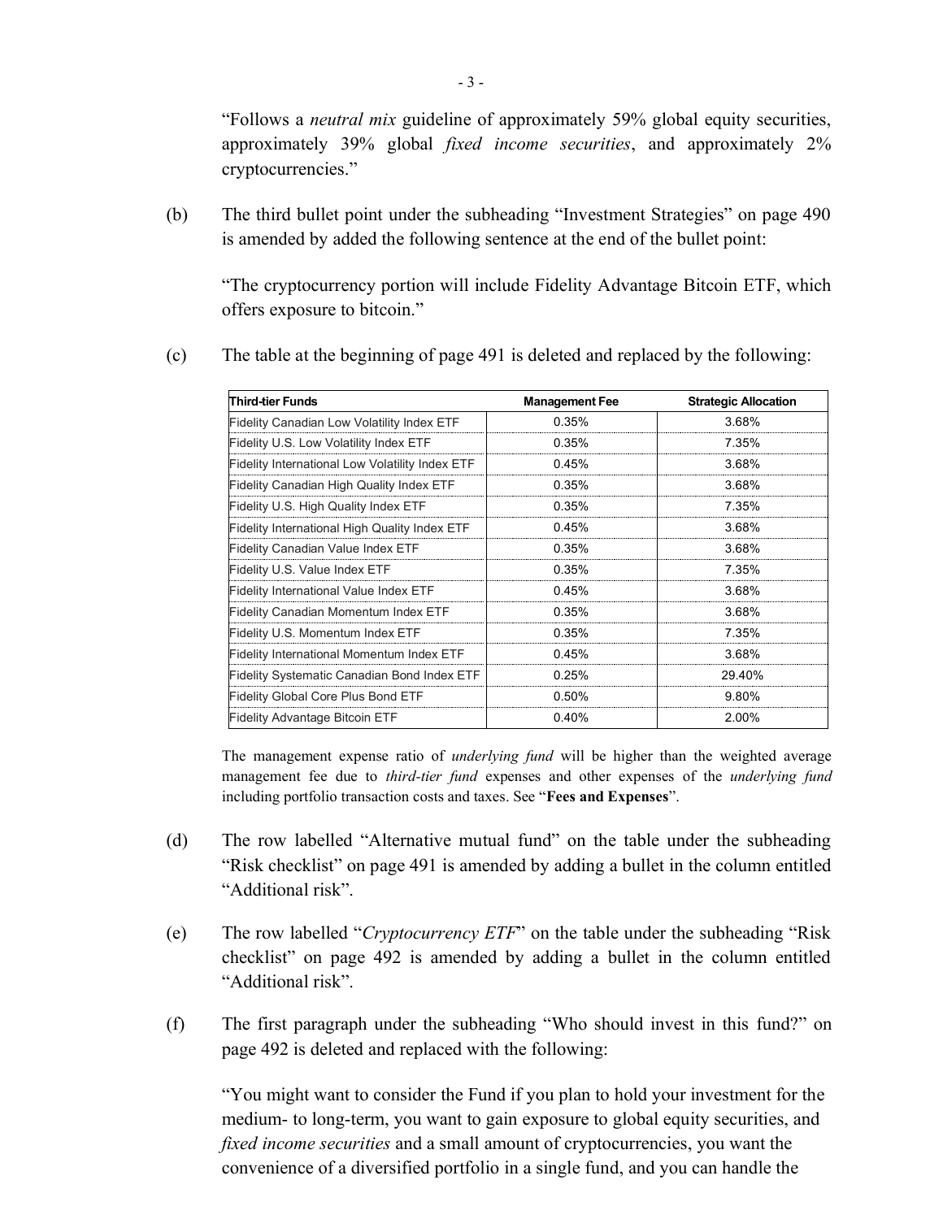"Follows a *neutral mix* guideline of approximately 59% global equity securities, approximately 39% global *fixed income securities*, and approximately 2% cryptocurrencies."

(b) The third bullet point under the subheading "Investment Strategies" on page 490 is amended by added the following sentence at the end of the bullet point:

"The cryptocurrency portion will include Fidelity Advantage Bitcoin ETF, which offers exposure to bitcoin."

(c) The table at the beginning of page 491 is deleted and replaced by the following:

| Third-tier Funds | Management Fee | Strategic Allocation |
|---|---|---|
| Fidelity Canadian Low Volatility Index ETF | 0.35% | 3.68% |
| Fidelity U.S. Low Volatility Index ETF | 0.35% | 7.35% |
| Fidelity International Low Volatility Index ETF | 0.45% | 3.68% |
| Fidelity Canadian High Quality Index ETF | 0.35% | 3.68% |
| Fidelity U.S. High Quality Index ETF | 0.35% | 7.35% |
| Fidelity International High Quality Index ETF | 0.45% | 3.68% |
| Fidelity Canadian Value Index ETF | 0.35% | 3.68% |
| Fidelity U.S. Value Index ETF | 0.35% | 7.35% |
| Fidelity International Value Index ETF | 0.45% | 3.68% |
| Fidelity Canadian Momentum Index ETF | 0.35% | 3.68% |
| Fidelity U.S. Momentum Index ETF | 0.35% | 7.35% |
| Fidelity International Momentum Index ETF | 0.45% | 3.68% |
| Fidelity Systematic Canadian Bond Index ETF | 0.25% | 29.40% |
| Fidelity Global Core Plus Bond ETF | 0.50% | 9.80% |
| Fidelity Advantage Bitcoin ETF | 0.40% | 2.00% |

The management expense ratio of *underlying fund* will be higher than the weighted average management fee due to *third-tier fund* expenses and other expenses of the *underlying fund* including portfolio transaction costs and taxes. See "**Fees and Expenses**".

(d) The row labelled "Alternative mutual fund" on the table under the subheading "Risk checklist" on page 491 is amended by adding a bullet in the column entitled "Additional risk".

(e) The row labelled "*Cryptocurrency ETF*" on the table under the subheading "Risk checklist" on page 492 is amended by adding a bullet in the column entitled "Additional risk".

(f) The first paragraph under the subheading "Who should invest in this fund?" on page 492 is deleted and replaced with the following:

"You might want to consider the Fund if you plan to hold your investment for the medium- to long-term, you want to gain exposure to global equity securities, and *fixed income securities* and a small amount of cryptocurrencies, you want the convenience of a diversified portfolio in a single fund, and you can handle the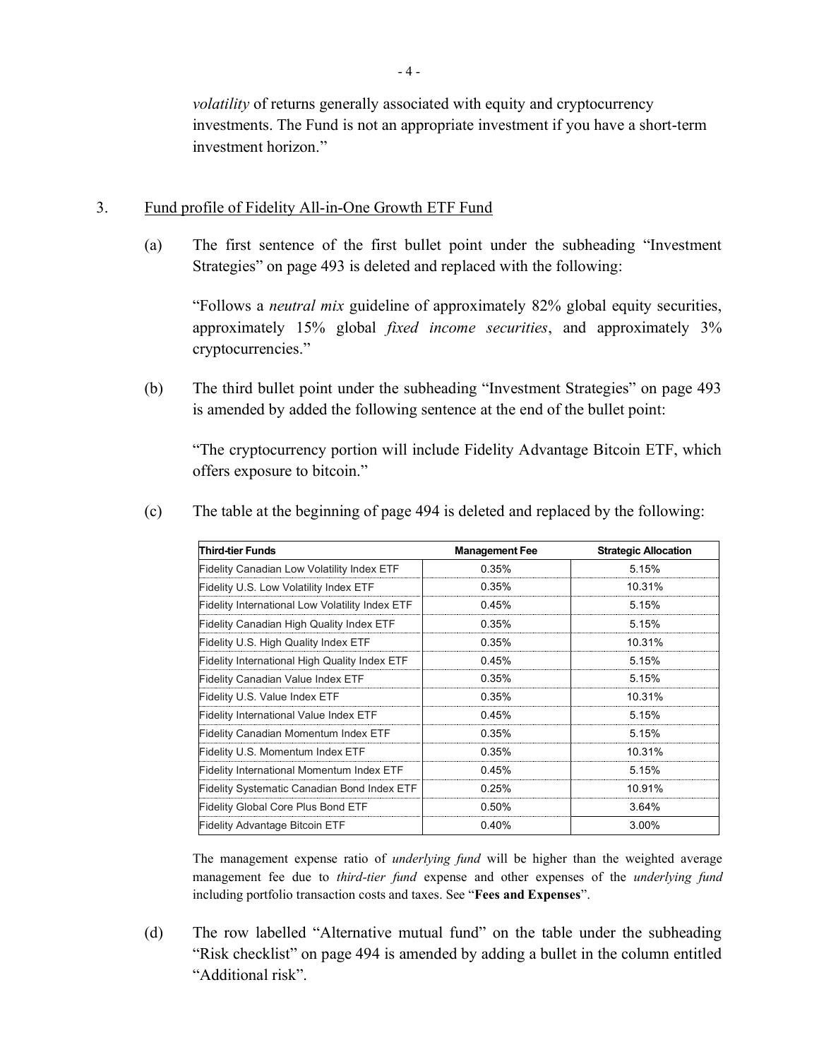*volatility* of returns generally associated with equity and cryptocurrency investments. The Fund is not an appropriate investment if you have a short-term investment horizon."

3. Fund profile of Fidelity All-in-One Growth ETF Fund

(a) The first sentence of the first bullet point under the subheading "Investment Strategies" on page 493 is deleted and replaced with the following:

"Follows a *neutral mix* guideline of approximately 82% global equity securities, approximately 15% global *fixed income securities*, and approximately 3% cryptocurrencies."

(b) The third bullet point under the subheading "Investment Strategies" on page 493 is amended by added the following sentence at the end of the bullet point:

"The cryptocurrency portion will include Fidelity Advantage Bitcoin ETF, which offers exposure to bitcoin."

(c) The table at the beginning of page 494 is deleted and replaced by the following:

| Third-tier Funds | Management Fee | Strategic Allocation |
|---|---|---|
| Fidelity Canadian Low Volatility Index ETF | 0.35% | 5.15% |
| Fidelity U.S. Low Volatility Index ETF | 0.35% | 10.31% |
| Fidelity International Low Volatility Index ETF | 0.45% | 5.15% |
| Fidelity Canadian High Quality Index ETF | 0.35% | 5.15% |
| Fidelity U.S. High Quality Index ETF | 0.35% | 10.31% |
| Fidelity International High Quality Index ETF | 0.45% | 5.15% |
| Fidelity Canadian Value Index ETF | 0.35% | 5.15% |
| Fidelity U.S. Value Index ETF | 0.35% | 10.31% |
| Fidelity International Value Index ETF | 0.45% | 5.15% |
| Fidelity Canadian Momentum Index ETF | 0.35% | 5.15% |
| Fidelity U.S. Momentum Index ETF | 0.35% | 10.31% |
| Fidelity International Momentum Index ETF | 0.45% | 5.15% |
| Fidelity Systematic Canadian Bond Index ETF | 0.25% | 10.91% |
| Fidelity Global Core Plus Bond ETF | 0.50% | 3.64% |
| Fidelity Advantage Bitcoin ETF | 0.40% | 3.00% |

The management expense ratio of *underlying fund* will be higher than the weighted average management fee due to *third-tier fund* expense and other expenses of the *underlying fund* including portfolio transaction costs and taxes. See "**Fees and Expenses**".

(d) The row labelled "Alternative mutual fund" on the table under the subheading "Risk checklist" on page 494 is amended by adding a bullet in the column entitled "Additional risk".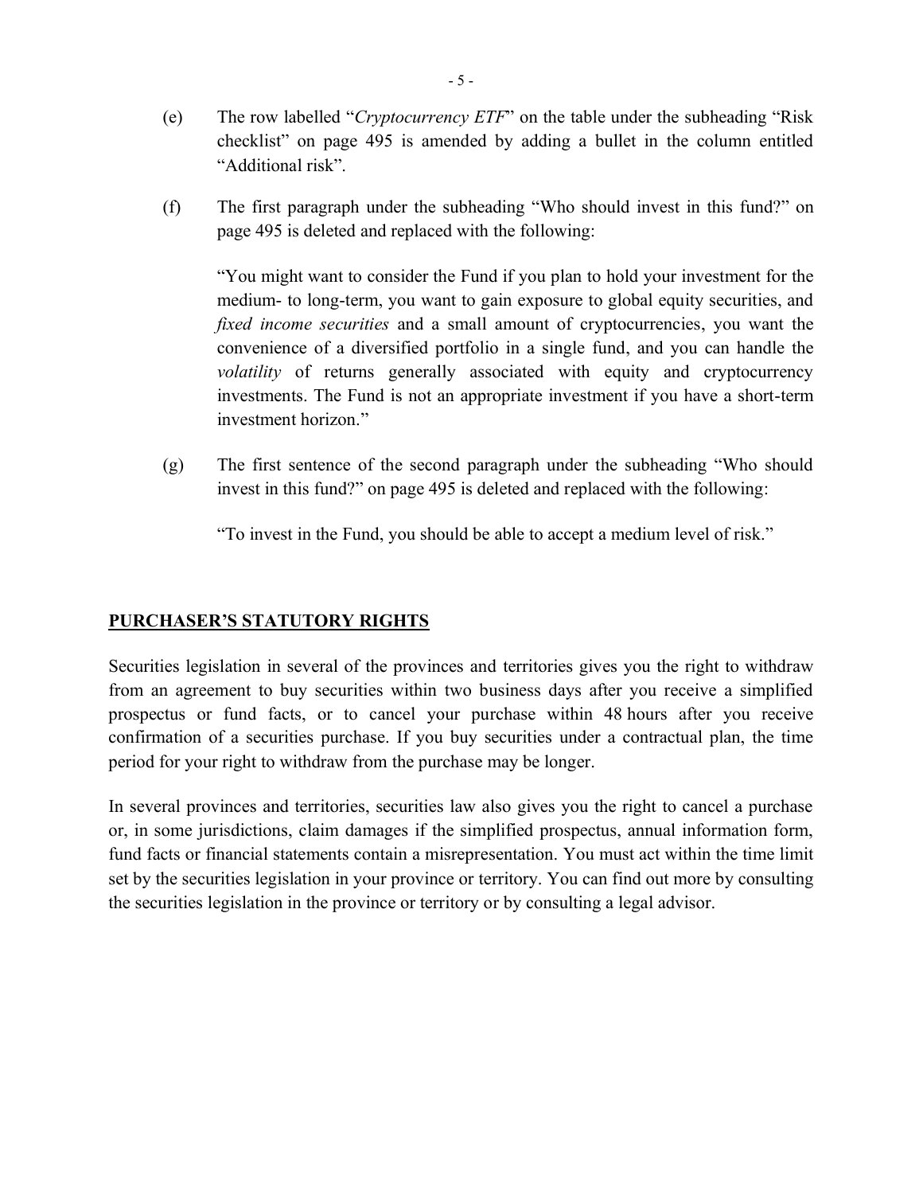(e) The row labelled "*Cryptocurrency ETF*" on the table under the subheading "Risk checklist" on page 495 is amended by adding a bullet in the column entitled "Additional risk".

(f) The first paragraph under the subheading "Who should invest in this fund?" on page 495 is deleted and replaced with the following:

> "You might want to consider the Fund if you plan to hold your investment for the medium- to long-term, you want to gain exposure to global equity securities, and *fixed income securities* and a small amount of cryptocurrencies, you want the convenience of a diversified portfolio in a single fund, and you can handle the *volatility* of returns generally associated with equity and cryptocurrency investments. The Fund is not an appropriate investment if you have a short-term investment horizon."

(g) The first sentence of the second paragraph under the subheading "Who should invest in this fund?" on page 495 is deleted and replaced with the following:

> "To invest in the Fund, you should be able to accept a medium level of risk."

## PURCHASER'S STATUTORY RIGHTS

Securities legislation in several of the provinces and territories gives you the right to withdraw from an agreement to buy securities within two business days after you receive a simplified prospectus or fund facts, or to cancel your purchase within 48 hours after you receive confirmation of a securities purchase. If you buy securities under a contractual plan, the time period for your right to withdraw from the purchase may be longer.

In several provinces and territories, securities law also gives you the right to cancel a purchase or, in some jurisdictions, claim damages if the simplified prospectus, annual information form, fund facts or financial statements contain a misrepresentation. You must act within the time limit set by the securities legislation in your province or territory. You can find out more by consulting the securities legislation in the province or territory or by consulting a legal advisor.